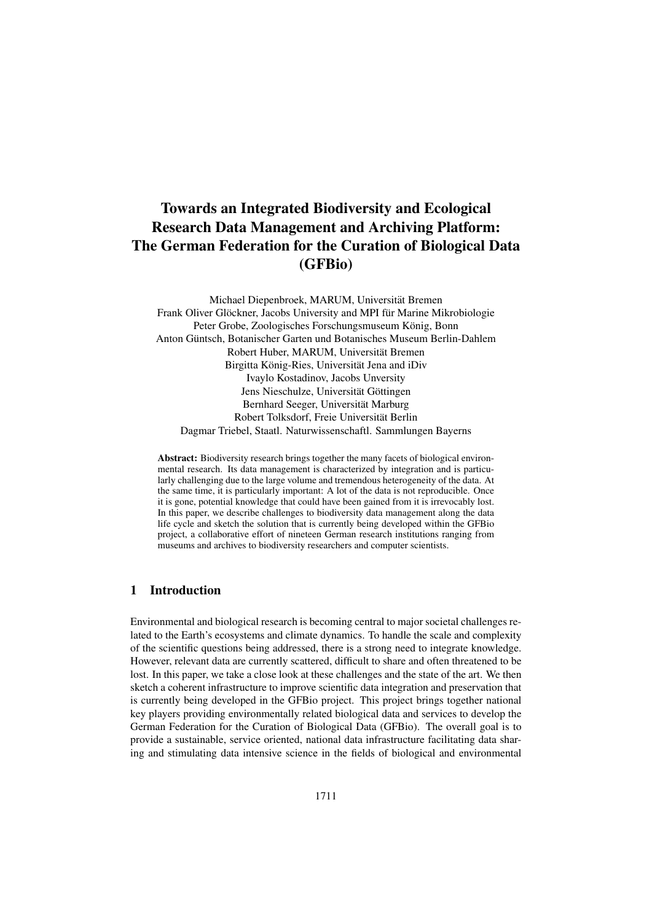# Towards an Integrated Biodiversity and Ecological Research Data Management and Archiving Platform: The German Federation for the Curation of Biological Data (GFBio)

Michael Diepenbroek, MARUM, Universität Bremen
Frank Oliver Glöckner, Jacobs University and MPI für Marine Mikrobiologie
Peter Grobe, Zoologisches Forschungsmuseum König, Bonn
Anton Güntsch, Botanischer Garten und Botanisches Museum Berlin-Dahlem
Robert Huber, MARUM, Universität Bremen
Birgitta König-Ries, Universität Jena and iDiv
Ivaylo Kostadinov, Jacobs Unversity
Jens Nieschulze, Universität Göttingen
Bernhard Seeger, Universität Marburg
Robert Tolksdorf, Freie Universität Berlin
Dagmar Triebel, Staatl. Naturwissenschaftl. Sammlungen Bayerns

**Abstract:** Biodiversity research brings together the many facets of biological environmental research. Its data management is characterized by integration and is particularly challenging due to the large volume and tremendous heterogeneity of the data. At the same time, it is particularly important: A lot of the data is not reproducible. Once it is gone, potential knowledge that could have been gained from it is irrevocably lost. In this paper, we describe challenges to biodiversity data management along the data life cycle and sketch the solution that is currently being developed within the GFBio project, a collaborative effort of nineteen German research institutions ranging from museums and archives to biodiversity researchers and computer scientists.

## 1 Introduction

Environmental and biological research is becoming central to major societal challenges related to the Earth's ecosystems and climate dynamics. To handle the scale and complexity of the scientific questions being addressed, there is a strong need to integrate knowledge. However, relevant data are currently scattered, difficult to share and often threatened to be lost. In this paper, we take a close look at these challenges and the state of the art. We then sketch a coherent infrastructure to improve scientific data integration and preservation that is currently being developed in the GFBio project. This project brings together national key players providing environmentally related biological data and services to develop the German Federation for the Curation of Biological Data (GFBio). The overall goal is to provide a sustainable, service oriented, national data infrastructure facilitating data sharing and stimulating data intensive science in the fields of biological and environmental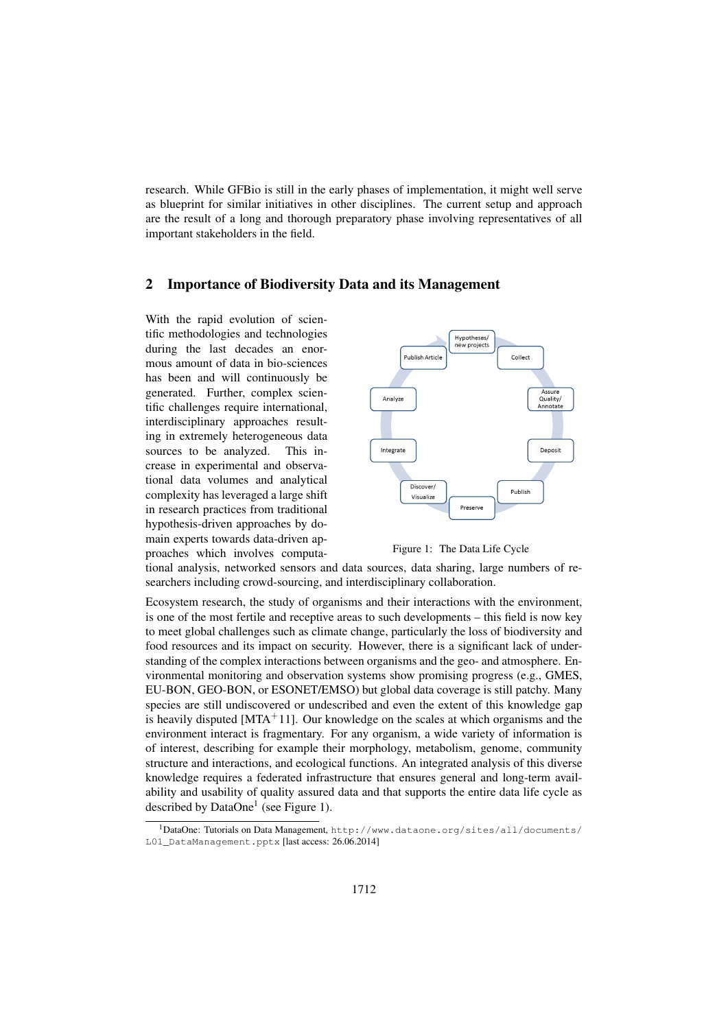research. While GFBio is still in the early phases of implementation, it might well serve as blueprint for similar initiatives in other disciplines. The current setup and approach are the result of a long and thorough preparatory phase involving representatives of all important stakeholders in the field.

## 2 Importance of Biodiversity Data and its Management

With the rapid evolution of scientific methodologies and technologies during the last decades an enormous amount of data in bio-sciences has been and will continuously be generated. Further, complex scientific challenges require international, interdisciplinary approaches resulting in extremely heterogeneous data sources to be analyzed. This increase in experimental and observational data volumes and analytical complexity has leveraged a large shift in research practices from traditional hypothesis-driven approaches by domain experts towards data-driven approaches which involves computational analysis, networked sensors and data sources, data sharing, large numbers of researchers including crowd-sourcing, and interdisciplinary collaboration.

Figure 1: The Data Life Cycle

Ecosystem research, the study of organisms and their interactions with the environment, is one of the most fertile and receptive areas to such developments – this field is now key to meet global challenges such as climate change, particularly the loss of biodiversity and food resources and its impact on security. However, there is a significant lack of understanding of the complex interactions between organisms and the geo- and atmosphere. Environmental monitoring and observation systems show promising progress (e.g., GMES, EU-BON, GEO-BON, or ESONET/EMSO) but global data coverage is still patchy. Many species are still undiscovered or undescribed and even the extent of this knowledge gap is heavily disputed [MTA+11]. Our knowledge on the scales at which organisms and the environment interact is fragmentary. For any organism, a wide variety of information is of interest, describing for example their morphology, metabolism, genome, community structure and interactions, and ecological functions. An integrated analysis of this diverse knowledge requires a federated infrastructure that ensures general and long-term availability and usability of quality assured data and that supports the entire data life cycle as described by DataOne[1] (see Figure 1).

[1]DataOne: Tutorials on Data Management, http://www.dataone.org/sites/all/documents/L01_DataManagement.pptx [last access: 26.06.2014]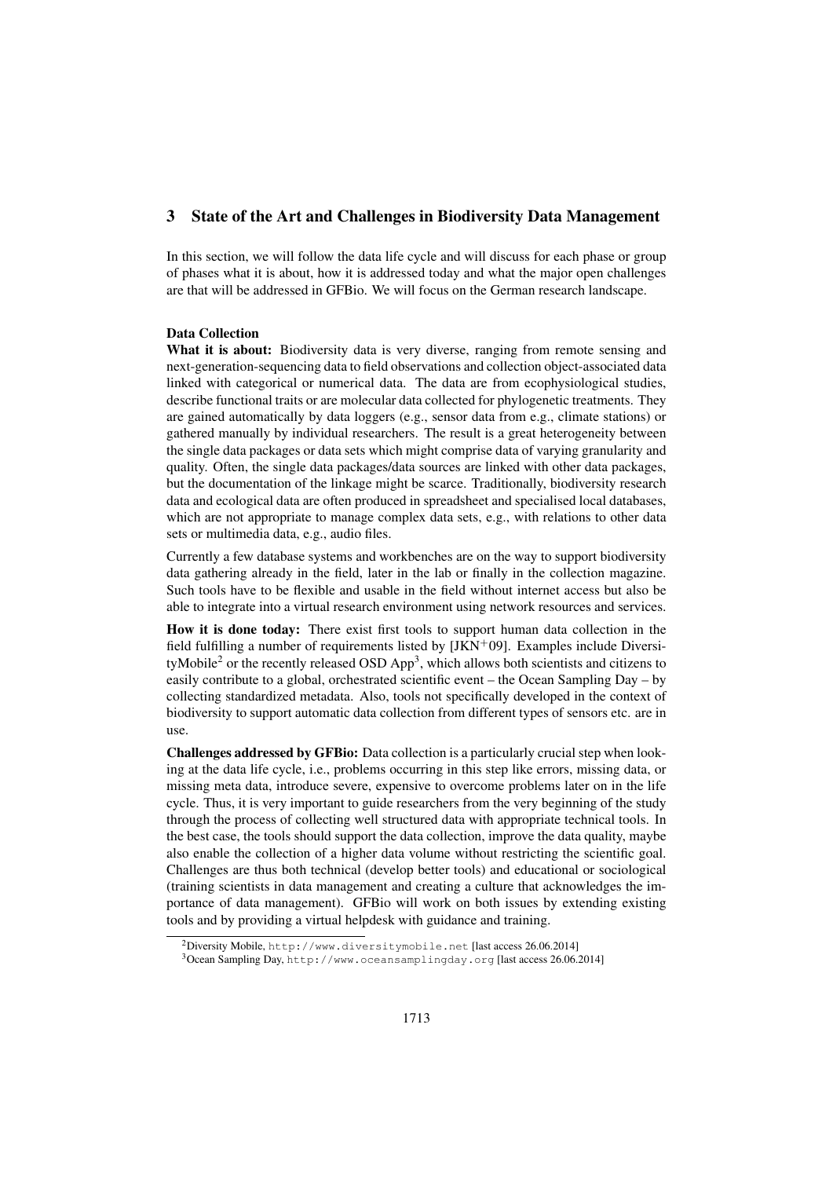## 3 State of the Art and Challenges in Biodiversity Data Management

In this section, we will follow the data life cycle and will discuss for each phase or group of phases what it is about, how it is addressed today and what the major open challenges are that will be addressed in GFBio. We will focus on the German research landscape.

### Data Collection

**What it is about:** Biodiversity data is very diverse, ranging from remote sensing and next-generation-sequencing data to field observations and collection object-associated data linked with categorical or numerical data. The data are from ecophysiological studies, describe functional traits or are molecular data collected for phylogenetic treatments. They are gained automatically by data loggers (e.g., sensor data from e.g., climate stations) or gathered manually by individual researchers. The result is a great heterogeneity between the single data packages or data sets which might comprise data of varying granularity and quality. Often, the single data packages/data sources are linked with other data packages, but the documentation of the linkage might be scarce. Traditionally, biodiversity research data and ecological data are often produced in spreadsheet and specialised local databases, which are not appropriate to manage complex data sets, e.g., with relations to other data sets or multimedia data, e.g., audio files.

Currently a few database systems and workbenches are on the way to support biodiversity data gathering already in the field, later in the lab or finally in the collection magazine. Such tools have to be flexible and usable in the field without internet access but also be able to integrate into a virtual research environment using network resources and services.

**How it is done today:** There exist first tools to support human data collection in the field fulfilling a number of requirements listed by [JKN+09]. Examples include DiversityMobile[2] or the recently released OSD App[3], which allows both scientists and citizens to easily contribute to a global, orchestrated scientific event – the Ocean Sampling Day – by collecting standardized metadata. Also, tools not specifically developed in the context of biodiversity to support automatic data collection from different types of sensors etc. are in use.

**Challenges addressed by GFBio:** Data collection is a particularly crucial step when looking at the data life cycle, i.e., problems occurring in this step like errors, missing data, or missing meta data, introduce severe, expensive to overcome problems later on in the life cycle. Thus, it is very important to guide researchers from the very beginning of the study through the process of collecting well structured data with appropriate technical tools. In the best case, the tools should support the data collection, improve the data quality, maybe also enable the collection of a higher data volume without restricting the scientific goal. Challenges are thus both technical (develop better tools) and educational or sociological (training scientists in data management and creating a culture that acknowledges the importance of data management). GFBio will work on both issues by extending existing tools and by providing a virtual helpdesk with guidance and training.

---

[2] Diversity Mobile, http://www.diversitymobile.net [last access 26.06.2014]

[3] Ocean Sampling Day, http://www.oceansamplingday.org [last access 26.06.2014]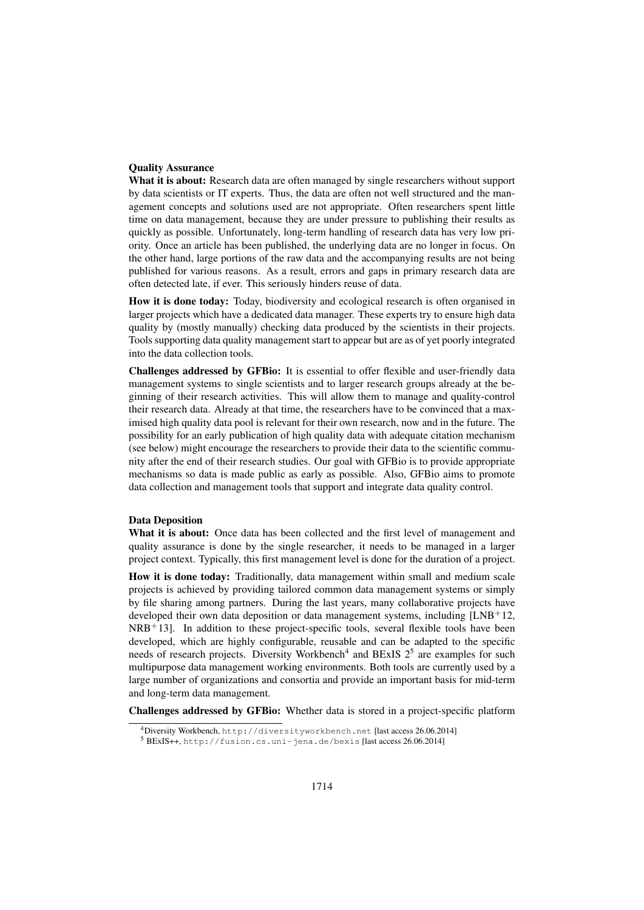**Quality Assurance**

**What it is about:** Research data are often managed by single researchers without support by data scientists or IT experts. Thus, the data are often not well structured and the management concepts and solutions used are not appropriate. Often researchers spent little time on data management, because they are under pressure to publishing their results as quickly as possible. Unfortunately, long-term handling of research data has very low priority. Once an article has been published, the underlying data are no longer in focus. On the other hand, large portions of the raw data and the accompanying results are not being published for various reasons. As a result, errors and gaps in primary research data are often detected late, if ever. This seriously hinders reuse of data.

**How it is done today:** Today, biodiversity and ecological research is often organised in larger projects which have a dedicated data manager. These experts try to ensure high data quality by (mostly manually) checking data produced by the scientists in their projects. Tools supporting data quality management start to appear but are as of yet poorly integrated into the data collection tools.

**Challenges addressed by GFBio:** It is essential to offer flexible and user-friendly data management systems to single scientists and to larger research groups already at the beginning of their research activities. This will allow them to manage and quality-control their research data. Already at that time, the researchers have to be convinced that a maximised high quality data pool is relevant for their own research, now and in the future. The possibility for an early publication of high quality data with adequate citation mechanism (see below) might encourage the researchers to provide their data to the scientific community after the end of their research studies. Our goal with GFBio is to provide appropriate mechanisms so data is made public as early as possible. Also, GFBio aims to promote data collection and management tools that support and integrate data quality control.

**Data Deposition**

**What it is about:** Once data has been collected and the first level of management and quality assurance is done by the single researcher, it needs to be managed in a larger project context. Typically, this first management level is done for the duration of a project.

**How it is done today:** Traditionally, data management within small and medium scale projects is achieved by providing tailored common data management systems or simply by file sharing among partners. During the last years, many collaborative projects have developed their own data deposition or data management systems, including [LNB+12, NRB+13]. In addition to these project-specific tools, several flexible tools have been developed, which are highly configurable, reusable and can be adapted to the specific needs of research projects. Diversity Workbench[4] and BExIS 2[5] are examples for such multipurpose data management working environments. Both tools are currently used by a large number of organizations and consortia and provide an important basis for mid-term and long-term data management.

**Challenges addressed by GFBio:** Whether data is stored in a project-specific platform

[4] Diversity Workbench, http://diversityworkbench.net [last access 26.06.2014]

[5] BExIS++, http://fusion.cs.uni-jena.de/bexis [last access 26.06.2014]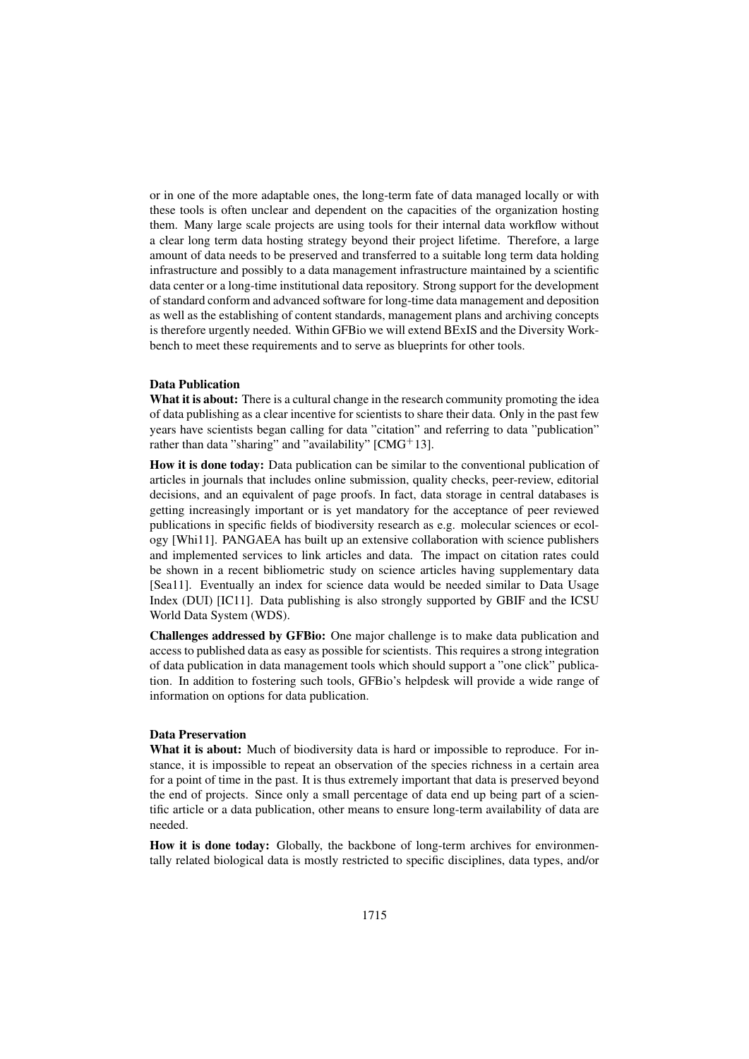or in one of the more adaptable ones, the long-term fate of data managed locally or with these tools is often unclear and dependent on the capacities of the organization hosting them. Many large scale projects are using tools for their internal data workflow without a clear long term data hosting strategy beyond their project lifetime. Therefore, a large amount of data needs to be preserved and transferred to a suitable long term data holding infrastructure and possibly to a data management infrastructure maintained by a scientific data center or a long-time institutional data repository. Strong support for the development of standard conform and advanced software for long-time data management and deposition as well as the establishing of content standards, management plans and archiving concepts is therefore urgently needed. Within GFBio we will extend BExIS and the Diversity Workbench to meet these requirements and to serve as blueprints for other tools.

**Data Publication**

**What it is about:** There is a cultural change in the research community promoting the idea of data publishing as a clear incentive for scientists to share their data. Only in the past few years have scientists began calling for data "citation" and referring to data "publication" rather than data "sharing" and "availability" [CMG$^+$13].

**How it is done today:** Data publication can be similar to the conventional publication of articles in journals that includes online submission, quality checks, peer-review, editorial decisions, and an equivalent of page proofs. In fact, data storage in central databases is getting increasingly important or is yet mandatory for the acceptance of peer reviewed publications in specific fields of biodiversity research as e.g. molecular sciences or ecology [Whi11]. PANGAEA has built up an extensive collaboration with science publishers and implemented services to link articles and data. The impact on citation rates could be shown in a recent bibliometric study on science articles having supplementary data [Sea11]. Eventually an index for science data would be needed similar to Data Usage Index (DUI) [IC11]. Data publishing is also strongly supported by GBIF and the ICSU World Data System (WDS).

**Challenges addressed by GFBio:** One major challenge is to make data publication and access to published data as easy as possible for scientists. This requires a strong integration of data publication in data management tools which should support a "one click" publication. In addition to fostering such tools, GFBio's helpdesk will provide a wide range of information on options for data publication.

**Data Preservation**

**What it is about:** Much of biodiversity data is hard or impossible to reproduce. For instance, it is impossible to repeat an observation of the species richness in a certain area for a point of time in the past. It is thus extremely important that data is preserved beyond the end of projects. Since only a small percentage of data end up being part of a scientific article or a data publication, other means to ensure long-term availability of data are needed.

**How it is done today:** Globally, the backbone of long-term archives for environmentally related biological data is mostly restricted to specific disciplines, data types, and/or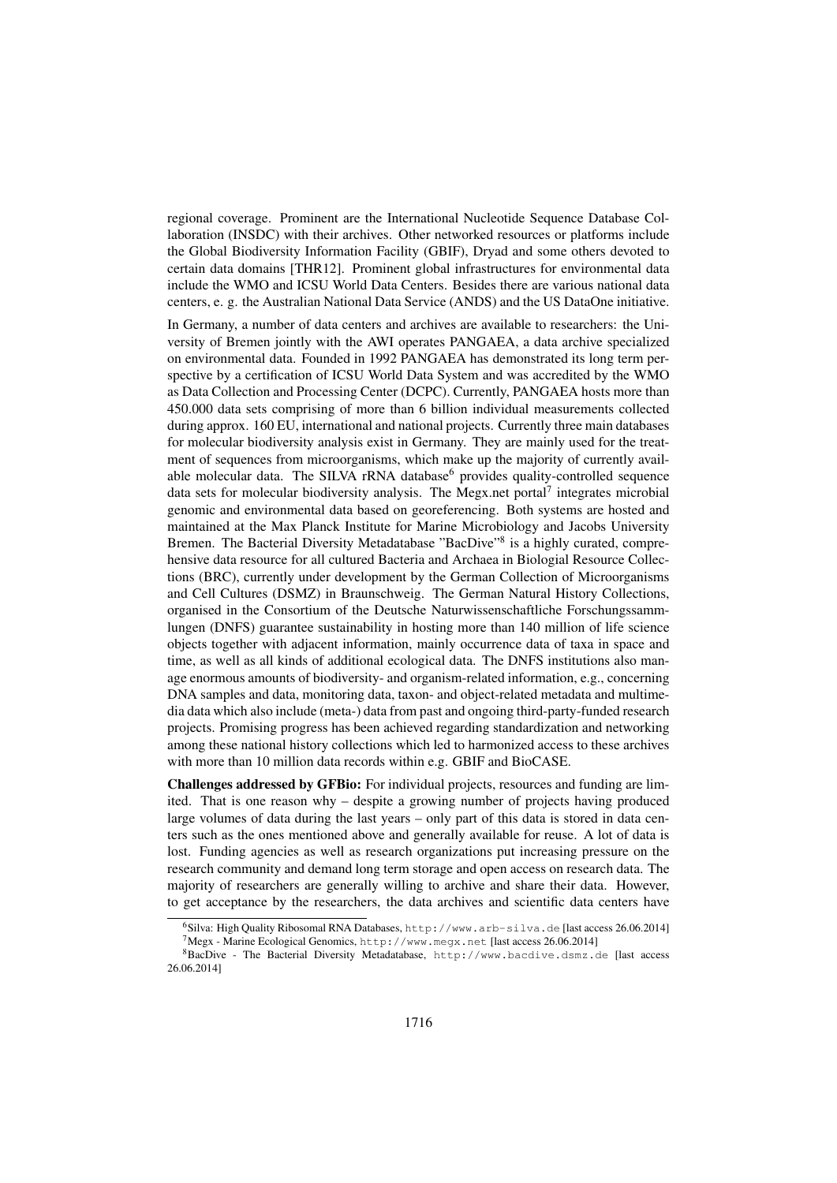regional coverage. Prominent are the International Nucleotide Sequence Database Collaboration (INSDC) with their archives. Other networked resources or platforms include the Global Biodiversity Information Facility (GBIF), Dryad and some others devoted to certain data domains [THR12]. Prominent global infrastructures for environmental data include the WMO and ICSU World Data Centers. Besides there are various national data centers, e. g. the Australian National Data Service (ANDS) and the US DataOne initiative.

In Germany, a number of data centers and archives are available to researchers: the University of Bremen jointly with the AWI operates PANGAEA, a data archive specialized on environmental data. Founded in 1992 PANGAEA has demonstrated its long term perspective by a certification of ICSU World Data System and was accredited by the WMO as Data Collection and Processing Center (DCPC). Currently, PANGAEA hosts more than 450.000 data sets comprising of more than 6 billion individual measurements collected during approx. 160 EU, international and national projects. Currently three main databases for molecular biodiversity analysis exist in Germany. They are mainly used for the treatment of sequences from microorganisms, which make up the majority of currently available molecular data. The SILVA rRNA database[6] provides quality-controlled sequence data sets for molecular biodiversity analysis. The Megx.net portal[7] integrates microbial genomic and environmental data based on georeferencing. Both systems are hosted and maintained at the Max Planck Institute for Marine Microbiology and Jacobs University Bremen. The Bacterial Diversity Metadatabase "BacDive"[8] is a highly curated, comprehensive data resource for all cultured Bacteria and Archaea in Biologial Resource Collections (BRC), currently under development by the German Collection of Microorganisms and Cell Cultures (DSMZ) in Braunschweig. The German Natural History Collections, organised in the Consortium of the Deutsche Naturwissenschaftliche Forschungssammlungen (DNFS) guarantee sustainability in hosting more than 140 million of life science objects together with adjacent information, mainly occurrence data of taxa in space and time, as well as all kinds of additional ecological data. The DNFS institutions also manage enormous amounts of biodiversity- and organism-related information, e.g., concerning DNA samples and data, monitoring data, taxon- and object-related metadata and multimedia data which also include (meta-) data from past and ongoing third-party-funded research projects. Promising progress has been achieved regarding standardization and networking among these national history collections which led to harmonized access to these archives with more than 10 million data records within e.g. GBIF and BioCASE.

**Challenges addressed by GFBio:** For individual projects, resources and funding are limited. That is one reason why – despite a growing number of projects having produced large volumes of data during the last years – only part of this data is stored in data centers such as the ones mentioned above and generally available for reuse. A lot of data is lost. Funding agencies as well as research organizations put increasing pressure on the research community and demand long term storage and open access on research data. The majority of researchers are generally willing to archive and share their data. However, to get acceptance by the researchers, the data archives and scientific data centers have

[6] Silva: High Quality Ribosomal RNA Databases, http://www.arb-silva.de [last access 26.06.2014]

[7] Megx - Marine Ecological Genomics, http://www.megx.net [last access 26.06.2014]

[8] BacDive - The Bacterial Diversity Metadatabase, http://www.bacdive.dsmz.de [last access 26.06.2014]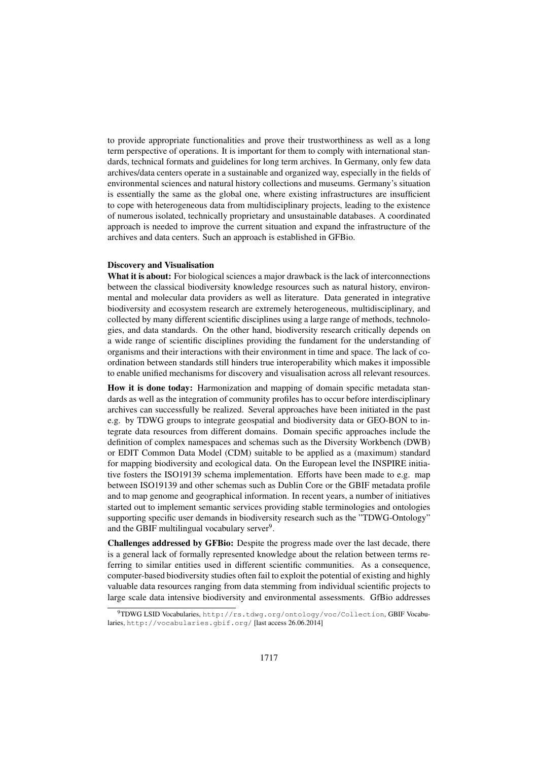to provide appropriate functionalities and prove their trustworthiness as well as a long term perspective of operations. It is important for them to comply with international standards, technical formats and guidelines for long term archives. In Germany, only few data archives/data centers operate in a sustainable and organized way, especially in the fields of environmental sciences and natural history collections and museums. Germany's situation is essentially the same as the global one, where existing infrastructures are insufficient to cope with heterogeneous data from multidisciplinary projects, leading to the existence of numerous isolated, technically proprietary and unsustainable databases. A coordinated approach is needed to improve the current situation and expand the infrastructure of the archives and data centers. Such an approach is established in GFBio.

**Discovery and Visualisation**

**What it is about:** For biological sciences a major drawback is the lack of interconnections between the classical biodiversity knowledge resources such as natural history, environmental and molecular data providers as well as literature. Data generated in integrative biodiversity and ecosystem research are extremely heterogeneous, multidisciplinary, and collected by many different scientific disciplines using a large range of methods, technologies, and data standards. On the other hand, biodiversity research critically depends on a wide range of scientific disciplines providing the fundament for the understanding of organisms and their interactions with their environment in time and space. The lack of coordination between standards still hinders true interoperability which makes it impossible to enable unified mechanisms for discovery and visualisation across all relevant resources.

**How it is done today:** Harmonization and mapping of domain specific metadata standards as well as the integration of community profiles has to occur before interdisciplinary archives can successfully be realized. Several approaches have been initiated in the past e.g. by TDWG groups to integrate geospatial and biodiversity data or GEO-BON to integrate data resources from different domains. Domain specific approaches include the definition of complex namespaces and schemas such as the Diversity Workbench (DWB) or EDIT Common Data Model (CDM) suitable to be applied as a (maximum) standard for mapping biodiversity and ecological data. On the European level the INSPIRE initiative fosters the ISO19139 schema implementation. Efforts have been made to e.g. map between ISO19139 and other schemas such as Dublin Core or the GBIF metadata profile and to map genome and geographical information. In recent years, a number of initiatives started out to implement semantic services providing stable terminologies and ontologies supporting specific user demands in biodiversity research such as the "TDWG-Ontology" and the GBIF multilingual vocabulary server[9].

**Challenges addressed by GFBio:** Despite the progress made over the last decade, there is a general lack of formally represented knowledge about the relation between terms referring to similar entities used in different scientific communities. As a consequence, computer-based biodiversity studies often fail to exploit the potential of existing and highly valuable data resources ranging from data stemming from individual scientific projects to large scale data intensive biodiversity and environmental assessments. GfBio addresses

[9] TDWG LSID Vocabularies, http://rs.tdwg.org/ontology/voc/Collection, GBIF Vocabularies, http://vocabularies.gbif.org/ [last access 26.06.2014]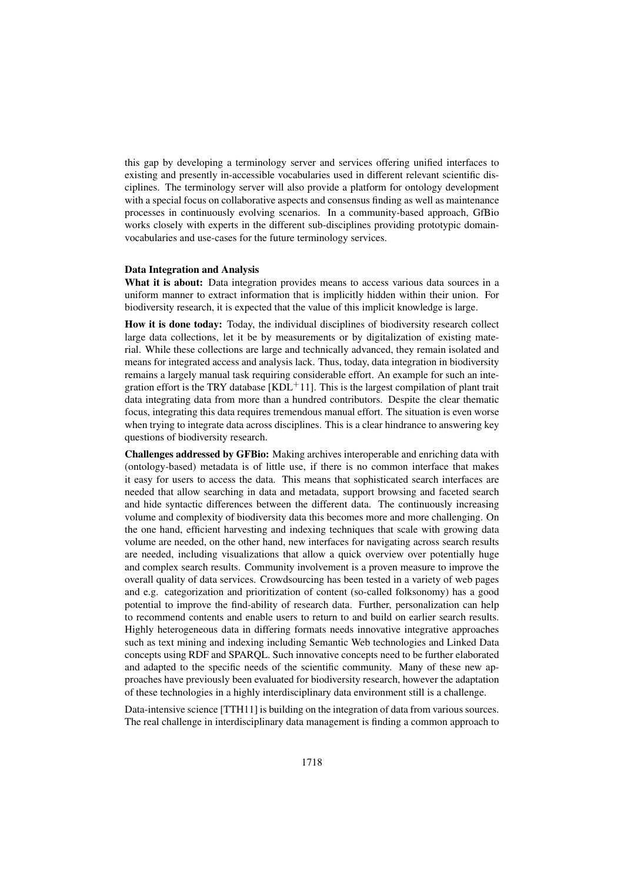this gap by developing a terminology server and services offering unified interfaces to existing and presently in-accessible vocabularies used in different relevant scientific disciplines. The terminology server will also provide a platform for ontology development with a special focus on collaborative aspects and consensus finding as well as maintenance processes in continuously evolving scenarios. In a community-based approach, GfBio works closely with experts in the different sub-disciplines providing prototypic domain-vocabularies and use-cases for the future terminology services.

**Data Integration and Analysis**

**What it is about:** Data integration provides means to access various data sources in a uniform manner to extract information that is implicitly hidden within their union. For biodiversity research, it is expected that the value of this implicit knowledge is large.

**How it is done today:** Today, the individual disciplines of biodiversity research collect large data collections, let it be by measurements or by digitalization of existing material. While these collections are large and technically advanced, they remain isolated and means for integrated access and analysis lack. Thus, today, data integration in biodiversity remains a largely manual task requiring considerable effort. An example for such an integration effort is the TRY database [KDL$^+$11]. This is the largest compilation of plant trait data integrating data from more than a hundred contributors. Despite the clear thematic focus, integrating this data requires tremendous manual effort. The situation is even worse when trying to integrate data across disciplines. This is a clear hindrance to answering key questions of biodiversity research.

**Challenges addressed by GFBio:** Making archives interoperable and enriching data with (ontology-based) metadata is of little use, if there is no common interface that makes it easy for users to access the data. This means that sophisticated search interfaces are needed that allow searching in data and metadata, support browsing and faceted search and hide syntactic differences between the different data. The continuously increasing volume and complexity of biodiversity data this becomes more and more challenging. On the one hand, efficient harvesting and indexing techniques that scale with growing data volume are needed, on the other hand, new interfaces for navigating across search results are needed, including visualizations that allow a quick overview over potentially huge and complex search results. Community involvement is a proven measure to improve the overall quality of data services. Crowdsourcing has been tested in a variety of web pages and e.g. categorization and prioritization of content (so-called folksonomy) has a good potential to improve the find-ability of research data. Further, personalization can help to recommend contents and enable users to return to and build on earlier search results. Highly heterogeneous data in differing formats needs innovative integrative approaches such as text mining and indexing including Semantic Web technologies and Linked Data concepts using RDF and SPARQL. Such innovative concepts need to be further elaborated and adapted to the specific needs of the scientific community. Many of these new approaches have previously been evaluated for biodiversity research, however the adaptation of these technologies in a highly interdisciplinary data environment still is a challenge.

Data-intensive science [TTH11] is building on the integration of data from various sources. The real challenge in interdisciplinary data management is finding a common approach to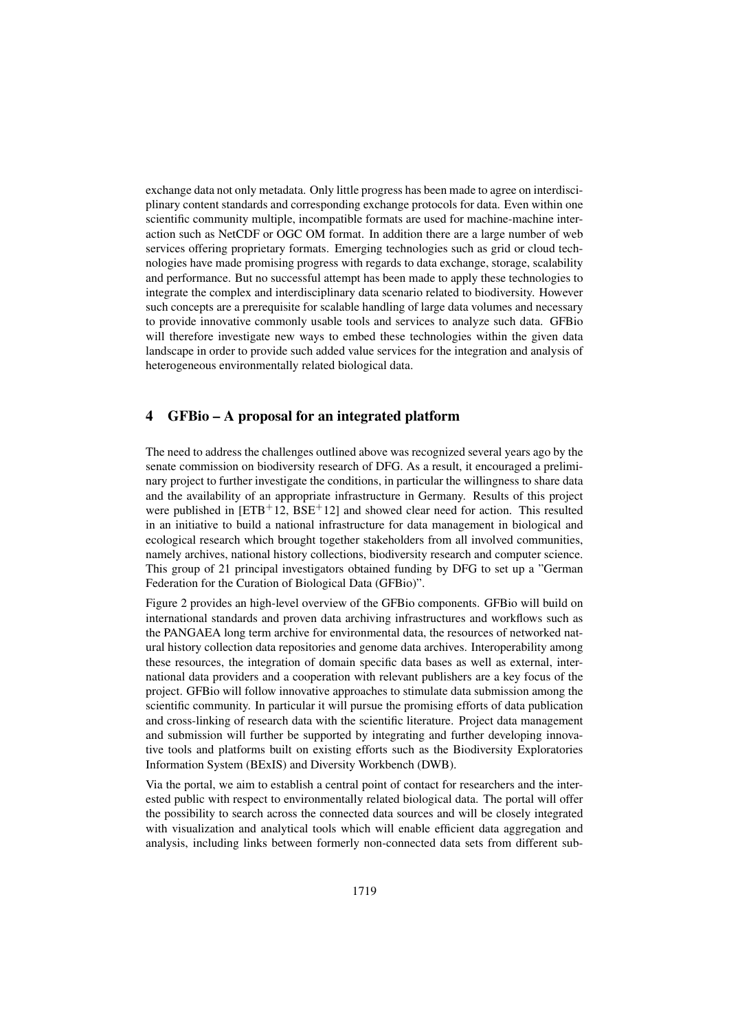exchange data not only metadata. Only little progress has been made to agree on interdisciplinary content standards and corresponding exchange protocols for data. Even within one scientific community multiple, incompatible formats are used for machine-machine interaction such as NetCDF or OGC OM format. In addition there are a large number of web services offering proprietary formats. Emerging technologies such as grid or cloud technologies have made promising progress with regards to data exchange, storage, scalability and performance. But no successful attempt has been made to apply these technologies to integrate the complex and interdisciplinary data scenario related to biodiversity. However such concepts are a prerequisite for scalable handling of large data volumes and necessary to provide innovative commonly usable tools and services to analyze such data. GFBio will therefore investigate new ways to embed these technologies within the given data landscape in order to provide such added value services for the integration and analysis of heterogeneous environmentally related biological data.

## 4 GFBio – A proposal for an integrated platform

The need to address the challenges outlined above was recognized several years ago by the senate commission on biodiversity research of DFG. As a result, it encouraged a preliminary project to further investigate the conditions, in particular the willingness to share data and the availability of an appropriate infrastructure in Germany. Results of this project were published in [ETB+12, BSE+12] and showed clear need for action. This resulted in an initiative to build a national infrastructure for data management in biological and ecological research which brought together stakeholders from all involved communities, namely archives, national history collections, biodiversity research and computer science. This group of 21 principal investigators obtained funding by DFG to set up a "German Federation for the Curation of Biological Data (GFBio)".

Figure 2 provides an high-level overview of the GFBio components. GFBio will build on international standards and proven data archiving infrastructures and workflows such as the PANGAEA long term archive for environmental data, the resources of networked natural history collection data repositories and genome data archives. Interoperability among these resources, the integration of domain specific data bases as well as external, international data providers and a cooperation with relevant publishers are a key focus of the project. GFBio will follow innovative approaches to stimulate data submission among the scientific community. In particular it will pursue the promising efforts of data publication and cross-linking of research data with the scientific literature. Project data management and submission will further be supported by integrating and further developing innovative tools and platforms built on existing efforts such as the Biodiversity Exploratories Information System (BExIS) and Diversity Workbench (DWB).

Via the portal, we aim to establish a central point of contact for researchers and the interested public with respect to environmentally related biological data. The portal will offer the possibility to search across the connected data sources and will be closely integrated with visualization and analytical tools which will enable efficient data aggregation and analysis, including links between formerly non-connected data sets from different sub-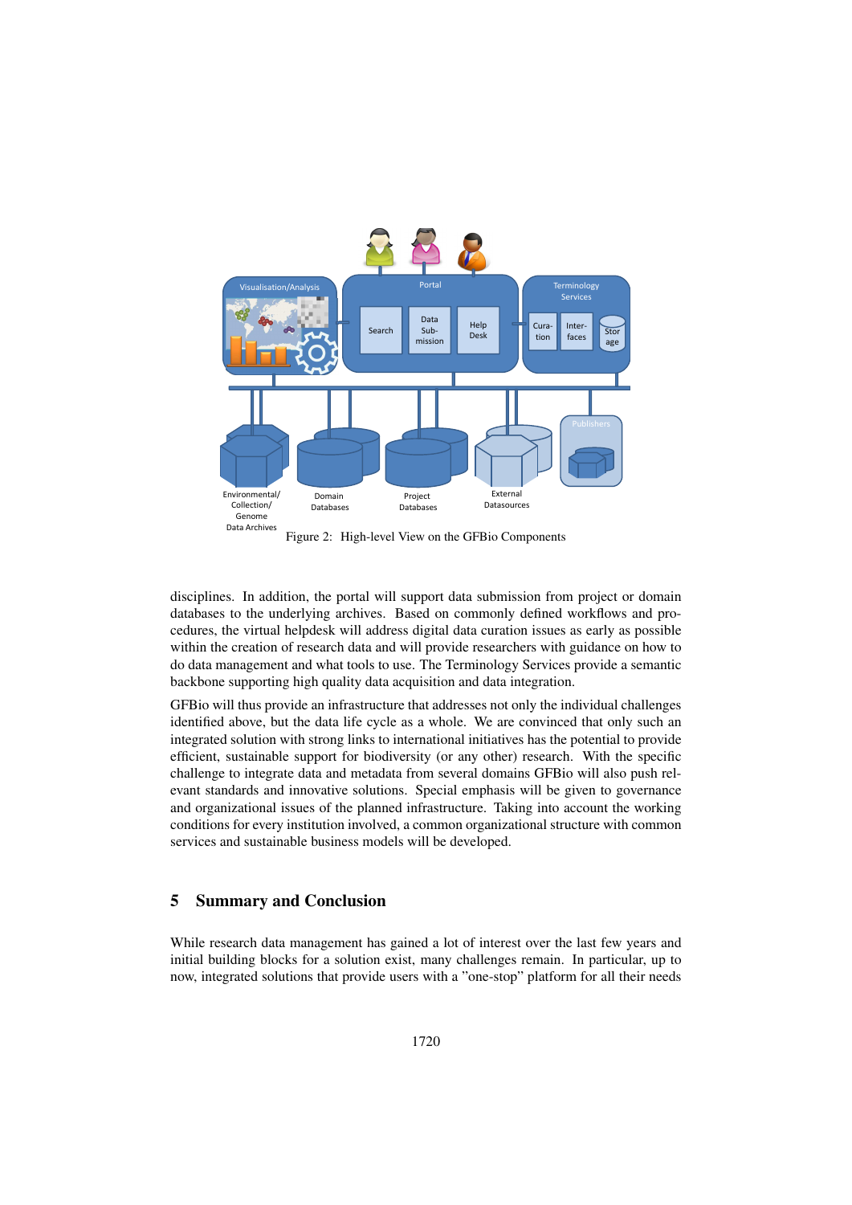Figure 2: High-level View on the GFBio Components

disciplines. In addition, the portal will support data submission from project or domain databases to the underlying archives. Based on commonly defined workflows and procedures, the virtual helpdesk will address digital data curation issues as early as possible within the creation of research data and will provide researchers with guidance on how to do data management and what tools to use. The Terminology Services provide a semantic backbone supporting high quality data acquisition and data integration.

GFBio will thus provide an infrastructure that addresses not only the individual challenges identified above, but the data life cycle as a whole. We are convinced that only such an integrated solution with strong links to international initiatives has the potential to provide efficient, sustainable support for biodiversity (or any other) research. With the specific challenge to integrate data and metadata from several domains GFBio will also push relevant standards and innovative solutions. Special emphasis will be given to governance and organizational issues of the planned infrastructure. Taking into account the working conditions for every institution involved, a common organizational structure with common services and sustainable business models will be developed.

## 5 Summary and Conclusion

While research data management has gained a lot of interest over the last few years and initial building blocks for a solution exist, many challenges remain. In particular, up to now, integrated solutions that provide users with a "one-stop" platform for all their needs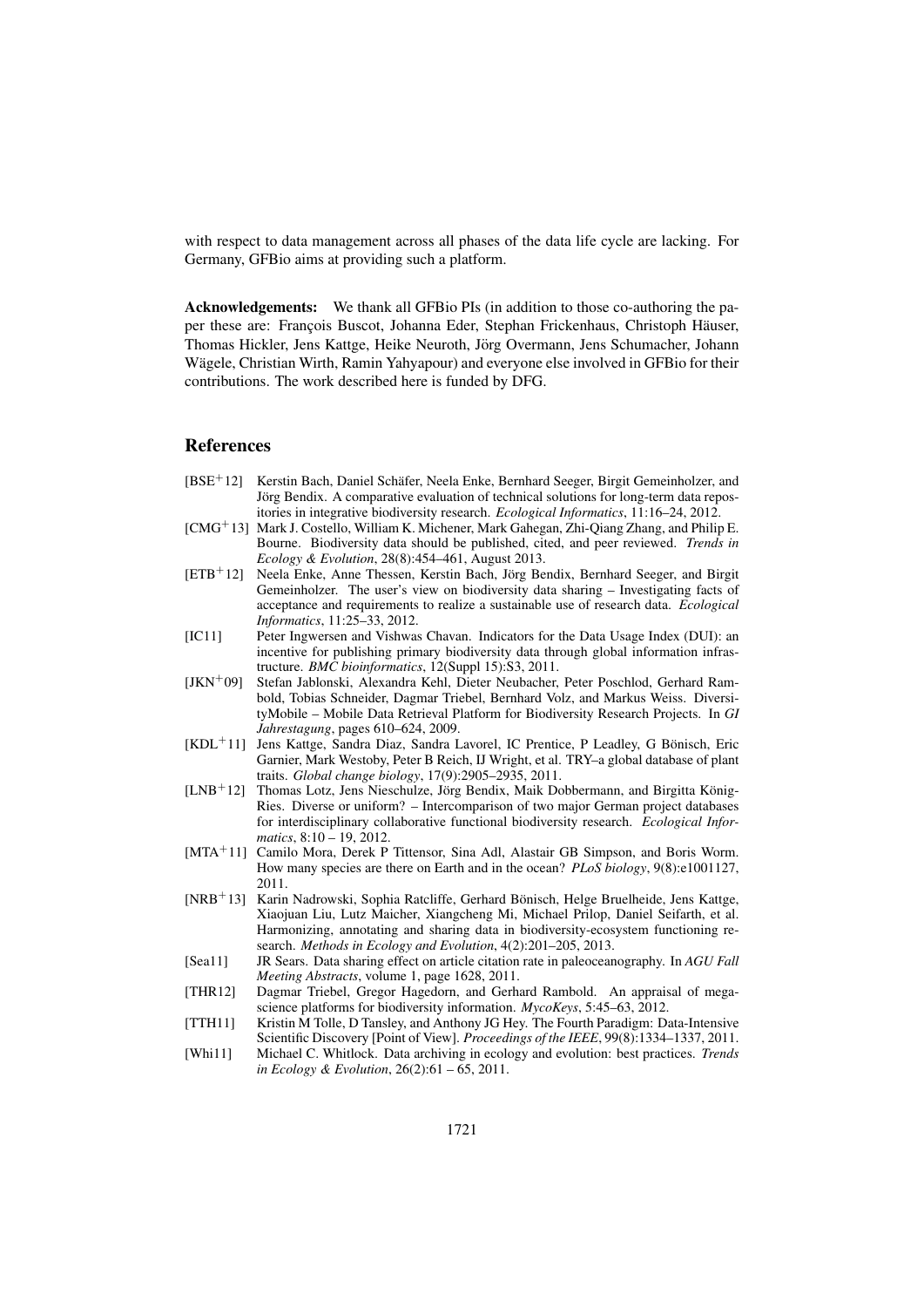with respect to data management across all phases of the data life cycle are lacking. For Germany, GFBio aims at providing such a platform.

**Acknowledgements:** We thank all GFBio PIs (in addition to those co-authoring the paper these are: François Buscot, Johanna Eder, Stephan Frickenhaus, Christoph Häuser, Thomas Hickler, Jens Kattge, Heike Neuroth, Jörg Overmann, Jens Schumacher, Johann Wägele, Christian Wirth, Ramin Yahyapour) and everyone else involved in GFBio for their contributions. The work described here is funded by DFG.

## References

- [BSE+12] Kerstin Bach, Daniel Schäfer, Neela Enke, Bernhard Seeger, Birgit Gemeinholzer, and Jörg Bendix. A comparative evaluation of technical solutions for long-term data repositories in integrative biodiversity research. *Ecological Informatics*, 11:16–24, 2012.
- [CMG+13] Mark J. Costello, William K. Michener, Mark Gahegan, Zhi-Qiang Zhang, and Philip E. Bourne. Biodiversity data should be published, cited, and peer reviewed. *Trends in Ecology & Evolution*, 28(8):454–461, August 2013.
- [ETB+12] Neela Enke, Anne Thessen, Kerstin Bach, Jörg Bendix, Bernhard Seeger, and Birgit Gemeinholzer. The user's view on biodiversity data sharing – Investigating facts of acceptance and requirements to realize a sustainable use of research data. *Ecological Informatics*, 11:25–33, 2012.
- [IC11] Peter Ingwersen and Vishwas Chavan. Indicators for the Data Usage Index (DUI): an incentive for publishing primary biodiversity data through global information infrastructure. *BMC bioinformatics*, 12(Suppl 15):S3, 2011.
- [JKN+09] Stefan Jablonski, Alexandra Kehl, Dieter Neubacher, Peter Poschlod, Gerhard Rambold, Tobias Schneider, Dagmar Triebel, Bernhard Volz, and Markus Weiss. DiversityMobile – Mobile Data Retrieval Platform for Biodiversity Research Projects. In *GI Jahrestagung*, pages 610–624, 2009.
- [KDL+11] Jens Kattge, Sandra Diaz, Sandra Lavorel, IC Prentice, P Leadley, G Bönisch, Eric Garnier, Mark Westoby, Peter B Reich, IJ Wright, et al. TRY–a global database of plant traits. *Global change biology*, 17(9):2905–2935, 2011.
- [LNB+12] Thomas Lotz, Jens Nieschulze, Jörg Bendix, Maik Dobbermann, and Birgitta König-Ries. Diverse or uniform? – Intercomparison of two major German project databases for interdisciplinary collaborative functional biodiversity research. *Ecological Informatics*, 8:10 – 19, 2012.
- [MTA+11] Camilo Mora, Derek P Tittensor, Sina Adl, Alastair GB Simpson, and Boris Worm. How many species are there on Earth and in the ocean? *PLoS biology*, 9(8):e1001127, 2011.
- [NRB+13] Karin Nadrowski, Sophia Ratcliffe, Gerhard Bönisch, Helge Bruelheide, Jens Kattge, Xiaojuan Liu, Lutz Maicher, Xiangcheng Mi, Michael Prilop, Daniel Seifarth, et al. Harmonizing, annotating and sharing data in biodiversity-ecosystem functioning research. *Methods in Ecology and Evolution*, 4(2):201–205, 2013.
- [Sea11] JR Sears. Data sharing effect on article citation rate in paleoceanography. In *AGU Fall Meeting Abstracts*, volume 1, page 1628, 2011.
- [THR12] Dagmar Triebel, Gregor Hagedorn, and Gerhard Rambold. An appraisal of megascience platforms for biodiversity information. *MycoKeys*, 5:45–63, 2012.
- [TTH11] Kristin M Tolle, D Tansley, and Anthony JG Hey. The Fourth Paradigm: Data-Intensive Scientific Discovery [Point of View]. *Proceedings of the IEEE*, 99(8):1334–1337, 2011.
- [Whi11] Michael C. Whitlock. Data archiving in ecology and evolution: best practices. *Trends in Ecology & Evolution*, 26(2):61 – 65, 2011.